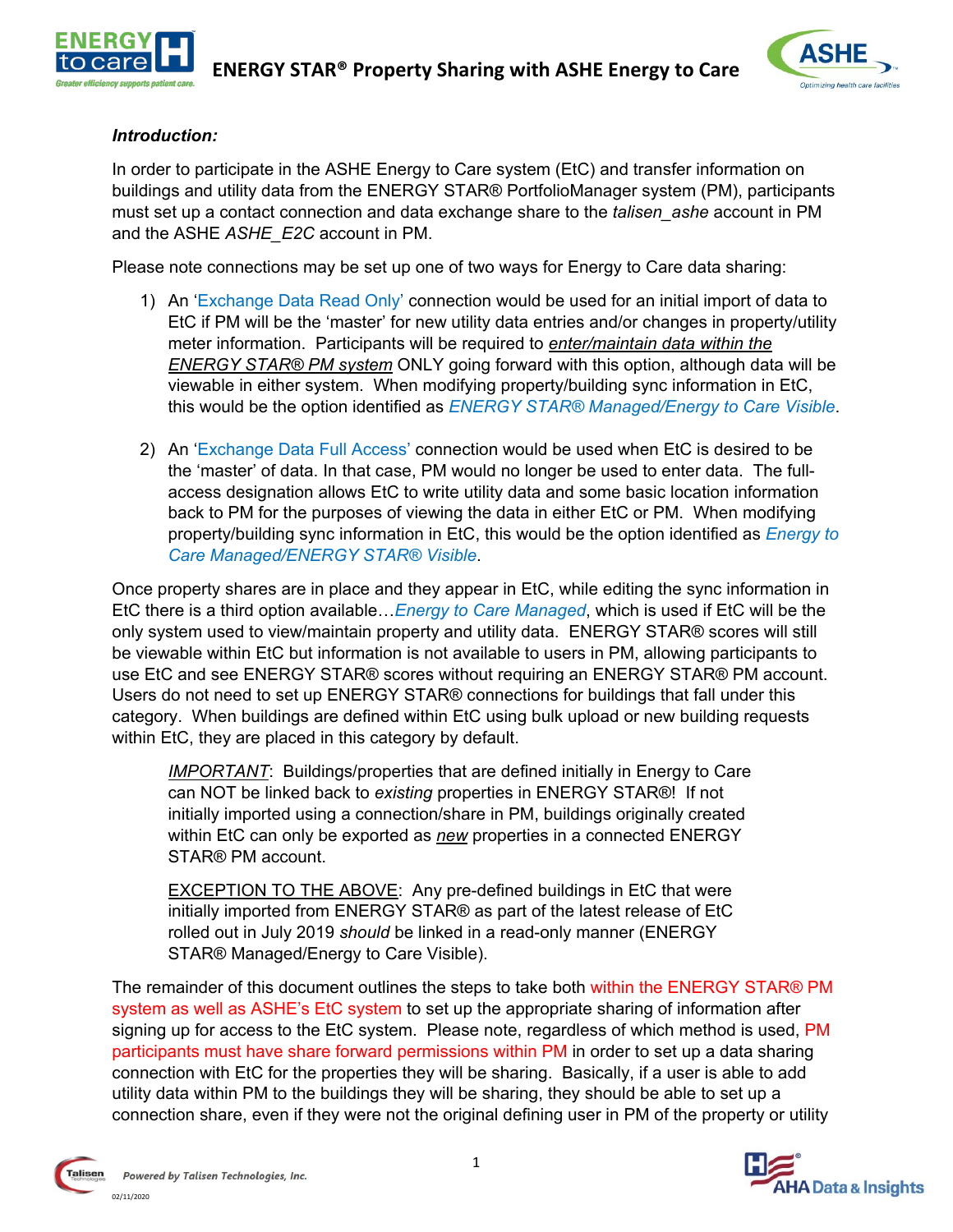# ENERGY STAR® Property Sharing with ASHE Energy to Care

***Introduction:***

In order to participate in the ASHE Energy to Care system (EtC) and transfer information on buildings and utility data from the ENERGY STAR® PortfolioManager system (PM), participants must set up a contact connection and data exchange share to the *talisen_ashe* account in PM and the ASHE *ASHE_E2C* account in PM.

Please note connections may be set up one of two ways for Energy to Care data sharing:

1) An 'Exchange Data Read Only' connection would be used for an initial import of data to EtC if PM will be the 'master' for new utility data entries and/or changes in property/utility meter information. Participants will be required to *enter/maintain data within the ENERGY STAR® PM system* ONLY going forward with this option, although data will be viewable in either system. When modifying property/building sync information in EtC, this would be the option identified as *ENERGY STAR® Managed/Energy to Care Visible*.

2) An 'Exchange Data Full Access' connection would be used when EtC is desired to be the 'master' of data. In that case, PM would no longer be used to enter data. The full-access designation allows EtC to write utility data and some basic location information back to PM for the purposes of viewing the data in either EtC or PM. When modifying property/building sync information in EtC, this would be the option identified as *Energy to Care Managed/ENERGY STAR® Visible*.

Once property shares are in place and they appear in EtC, while editing the sync information in EtC there is a third option available…*Energy to Care Managed*, which is used if EtC will be the only system used to view/maintain property and utility data. ENERGY STAR® scores will still be viewable within EtC but information is not available to users in PM, allowing participants to use EtC and see ENERGY STAR® scores without requiring an ENERGY STAR® PM account. Users do not need to set up ENERGY STAR® connections for buildings that fall under this category. When buildings are defined within EtC using bulk upload or new building requests within EtC, they are placed in this category by default.

> *IMPORTANT*: Buildings/properties that are defined initially in Energy to Care can NOT be linked back to *existing* properties in ENERGY STAR®! If not initially imported using a connection/share in PM, buildings originally created within EtC can only be exported as *new* properties in a connected ENERGY STAR® PM account.
>
> EXCEPTION TO THE ABOVE: Any pre-defined buildings in EtC that were initially imported from ENERGY STAR® as part of the latest release of EtC rolled out in July 2019 *should* be linked in a read-only manner (ENERGY STAR® Managed/Energy to Care Visible).

The remainder of this document outlines the steps to take both within the ENERGY STAR® PM system as well as ASHE's EtC system to set up the appropriate sharing of information after signing up for access to the EtC system. Please note, regardless of which method is used, PM participants must have share forward permissions within PM in order to set up a data sharing connection with EtC for the properties they will be sharing. Basically, if a user is able to add utility data within PM to the buildings they will be sharing, they should be able to set up a connection share, even if they were not the original defining user in PM of the property or utility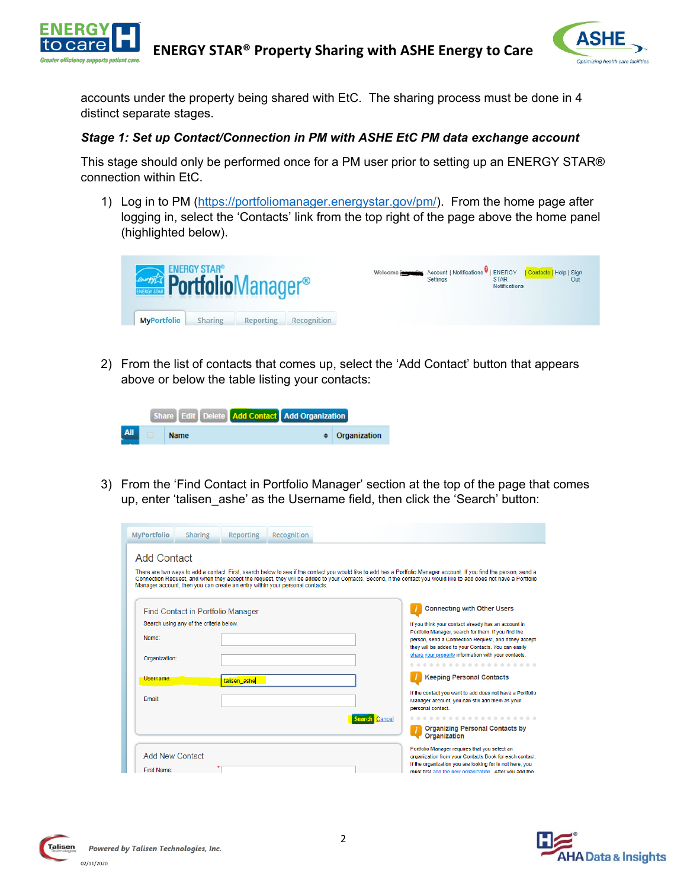accounts under the property being shared with EtC. The sharing process must be done in 4 distinct separate stages.

***Stage 1: Set up Contact/Connection in PM with ASHE EtC PM data exchange account***

This stage should only be performed once for a PM user prior to setting up an ENERGY STAR® connection within EtC.

1) Log in to PM (https://portfoliomanager.energystar.gov/pm/). From the home page after logging in, select the 'Contacts' link from the top right of the page above the home panel (highlighted below).

2) From the list of contacts that comes up, select the 'Add Contact' button that appears above or below the table listing your contacts:

3) From the 'Find Contact in Portfolio Manager' section at the top of the page that comes up, enter 'talisen_ashe' as the Username field, then click the 'Search' button: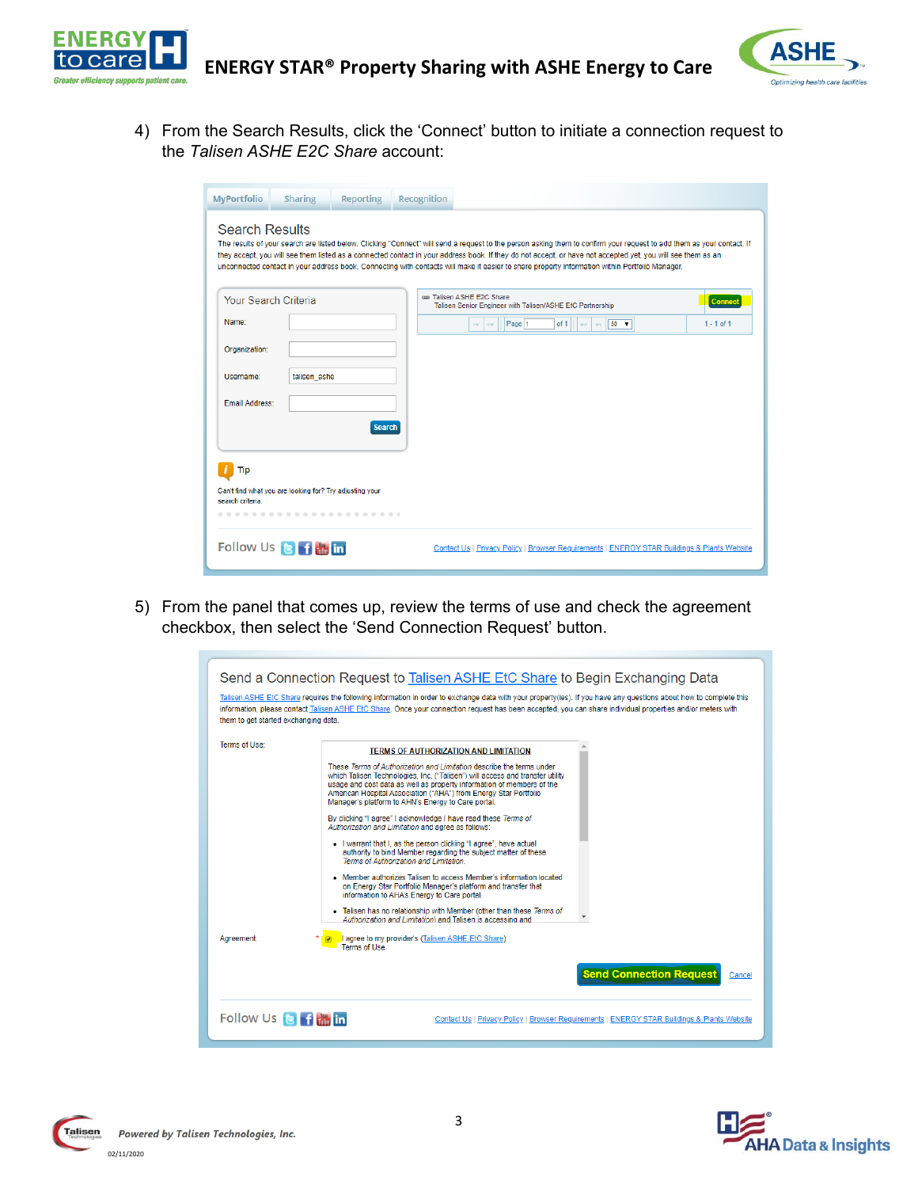4) From the Search Results, click the 'Connect' button to initiate a connection request to the *Talisen ASHE E2C Share* account:

5) From the panel that comes up, review the terms of use and check the agreement checkbox, then select the 'Send Connection Request' button.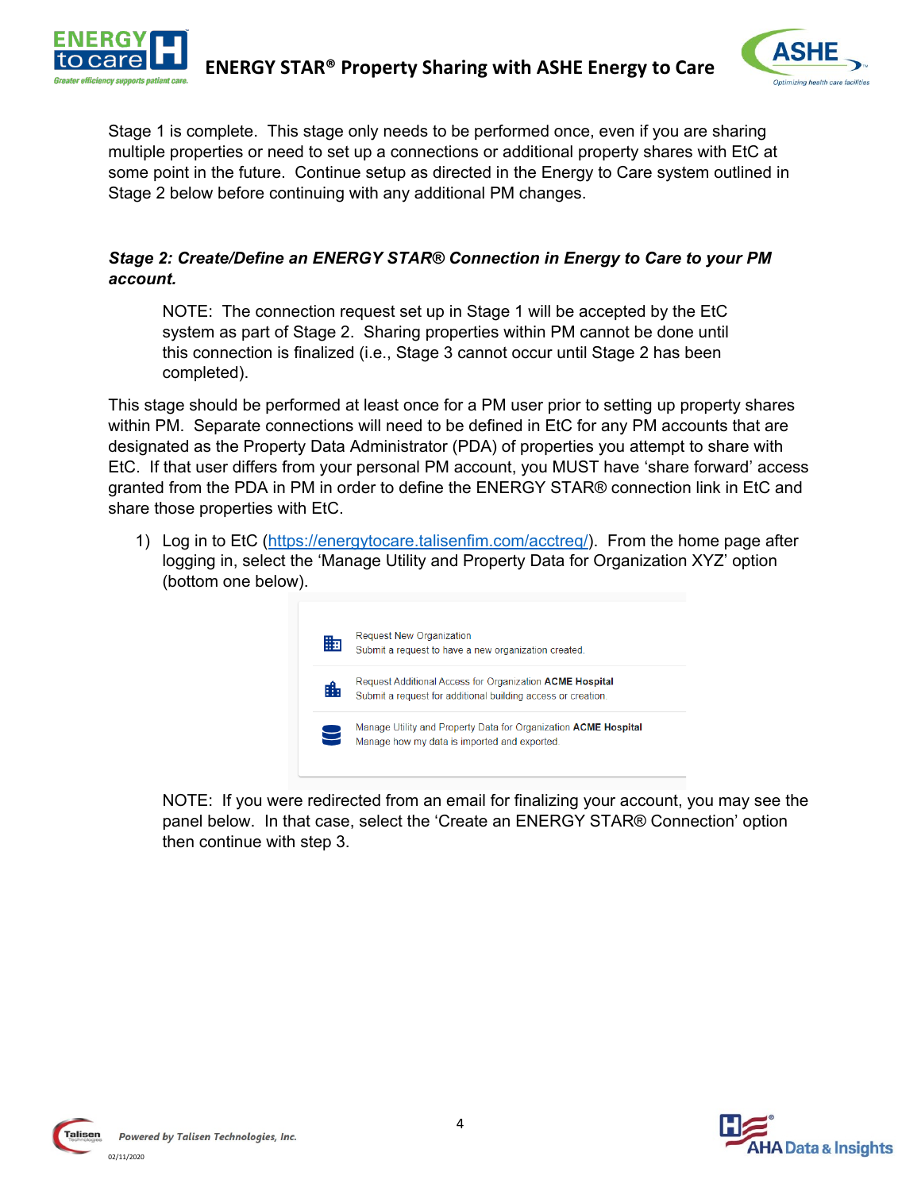Stage 1 is complete. This stage only needs to be performed once, even if you are sharing multiple properties or need to set up a connections or additional property shares with EtC at some point in the future. Continue setup as directed in the Energy to Care system outlined in Stage 2 below before continuing with any additional PM changes.

***Stage 2: Create/Define an ENERGY STAR® Connection in Energy to Care to your PM account.***

> NOTE: The connection request set up in Stage 1 will be accepted by the EtC system as part of Stage 2. Sharing properties within PM cannot be done until this connection is finalized (i.e., Stage 3 cannot occur until Stage 2 has been completed).

This stage should be performed at least once for a PM user prior to setting up property shares within PM. Separate connections will need to be defined in EtC for any PM accounts that are designated as the Property Data Administrator (PDA) of properties you attempt to share with EtC. If that user differs from your personal PM account, you MUST have 'share forward' access granted from the PDA in PM in order to define the ENERGY STAR® connection link in EtC and share those properties with EtC.

1) Log in to EtC (https://energytocare.talisenfim.com/acctreq/). From the home page after logging in, select the 'Manage Utility and Property Data for Organization XYZ' option (bottom one below).

   Request New Organization
   Submit a request to have a new organization created.

   Request Additional Access for Organization **ACME Hospital**
   Submit a request for additional building access or creation.

   Manage Utility and Property Data for Organization **ACME Hospital**
   Manage how my data is imported and exported.

   NOTE: If you were redirected from an email for finalizing your account, you may see the panel below. In that case, select the 'Create an ENERGY STAR® Connection' option then continue with step 3.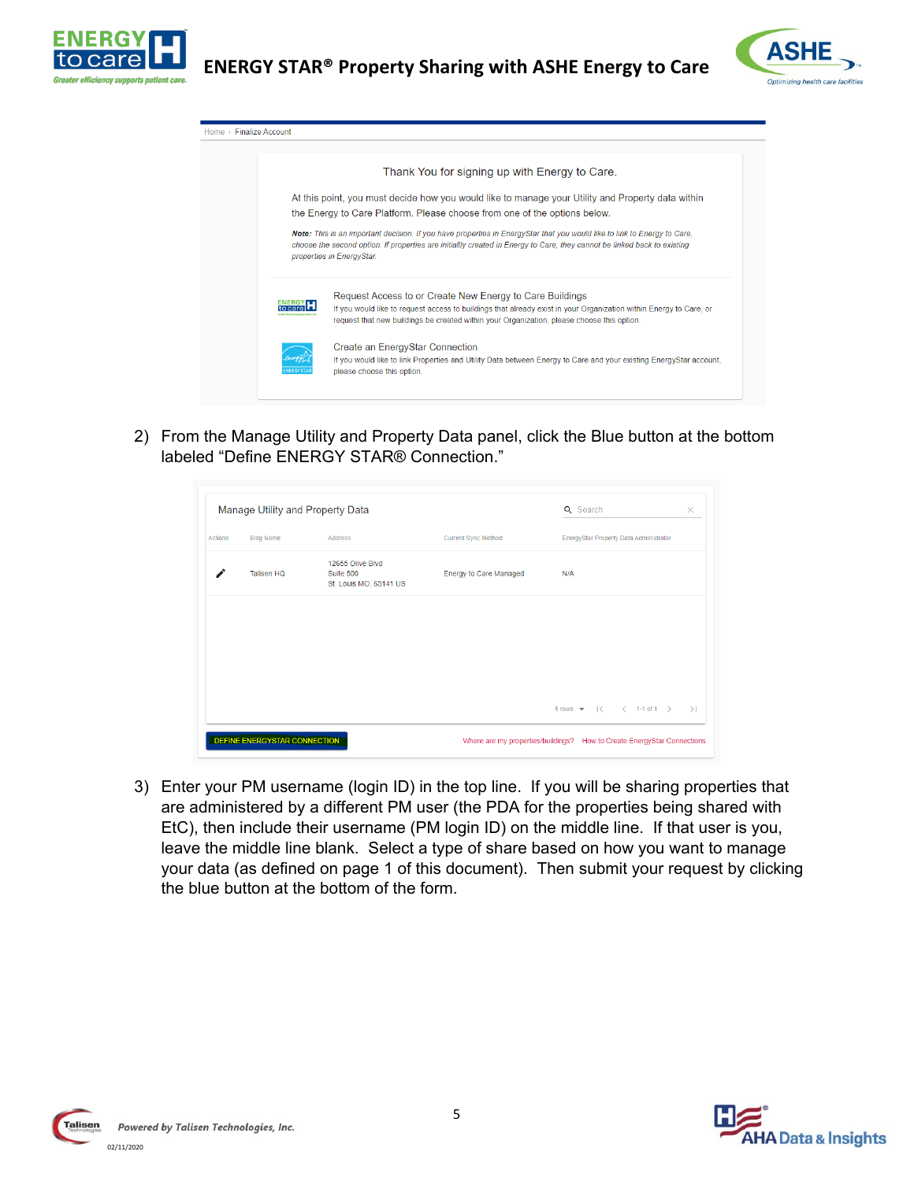Home › Finalize Account

Thank You for signing up with Energy to Care.

At this point, you must decide how you would like to manage your Utility and Property data within the Energy to Care Platform. Please choose from one of the options below.

***Note:** This is an important decision. If you have properties in EnergyStar that you would like to link to Energy to Care, choose the second option. If properties are initially created in Energy to Care, they cannot be linked back to existing properties in EnergyStar.*

Request Access to or Create New Energy to Care Buildings
If you would like to request access to buildings that already exist in your Organization within Energy to Care, or request that new buildings be created within your Organization, please choose this option.

Create an EnergyStar Connection
If you would like to link Properties and Utility Data between Energy to Care and your existing EnergyStar account, please choose this option.

2) From the Manage Utility and Property Data panel, click the Blue button at the bottom labeled "Define ENERGY STAR® Connection."

Manage Utility and Property Data

| Actions | Bldg Name | Address | Current Sync Method | EnergyStar Property Data Administrator |
|---|---|---|---|---|
| ✎ | Talisen HQ | 12655 Olive Blvd Suite 500 St. Louis MO, 63141 US | Energy to Care Managed | N/A |

5 rows · 1-1 of 1

DEFINE ENERGYSTAR CONNECTION — Where are my properties/buildings? — How to Create EnergyStar Connections

3) Enter your PM username (login ID) in the top line. If you will be sharing properties that are administered by a different PM user (the PDA for the properties being shared with EtC), then include their username (PM login ID) on the middle line. If that user is you, leave the middle line blank. Select a type of share based on how you want to manage your data (as defined on page 1 of this document). Then submit your request by clicking the blue button at the bottom of the form.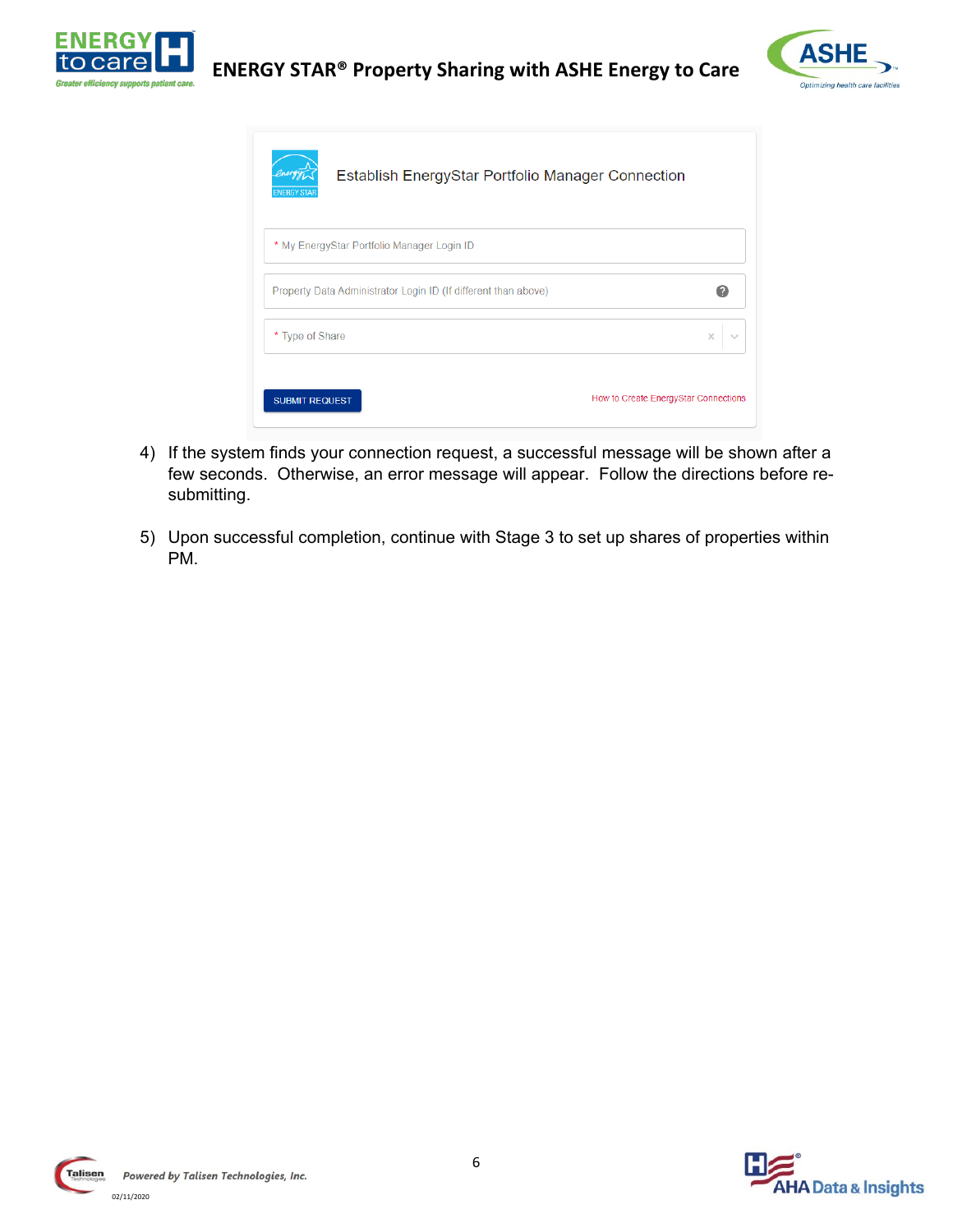Establish EnergyStar Portfolio Manager Connection

* My EnergyStar Portfolio Manager Login ID

Property Data Administrator Login ID (If different than above)

* Type of Share

SUBMIT REQUEST

How to Create EnergyStar Connections

4) If the system finds your connection request, a successful message will be shown after a few seconds. Otherwise, an error message will appear. Follow the directions before re-submitting.

5) Upon successful completion, continue with Stage 3 to set up shares of properties within PM.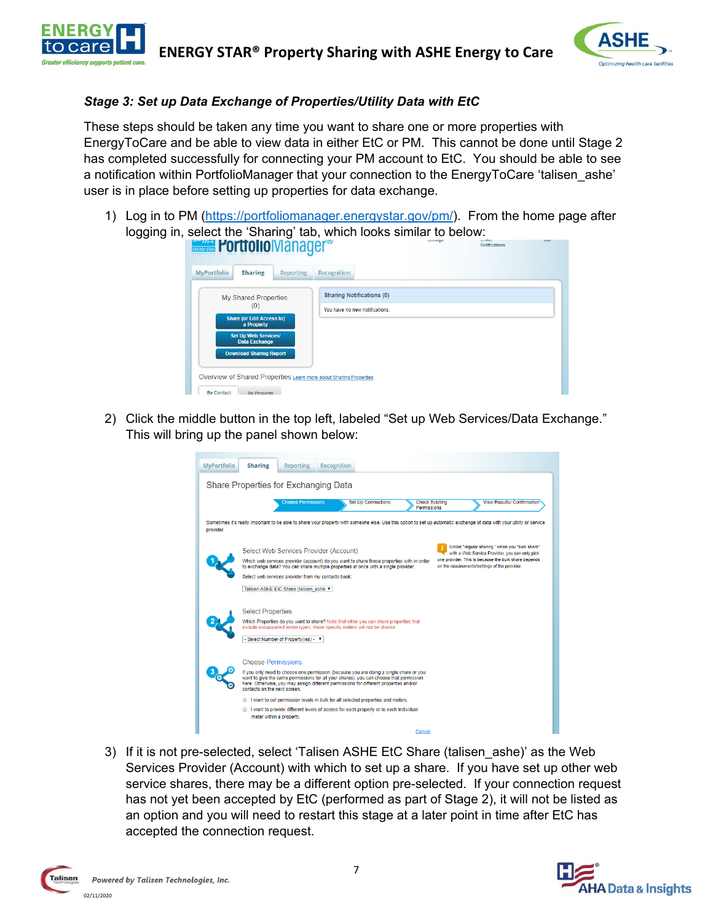### *Stage 3: Set up Data Exchange of Properties/Utility Data with EtC*

These steps should be taken any time you want to share one or more properties with EnergyToCare and be able to view data in either EtC or PM. This cannot be done until Stage 2 has completed successfully for connecting your PM account to EtC. You should be able to see a notification within PortfolioManager that your connection to the EnergyToCare 'talisen_ashe' user is in place before setting up properties for data exchange.

1) Log in to PM (https://portfoliomanager.energystar.gov/pm/). From the home page after logging in, select the 'Sharing' tab, which looks similar to below:

2) Click the middle button in the top left, labeled "Set up Web Services/Data Exchange." This will bring up the panel shown below:

3) If it is not pre-selected, select 'Talisen ASHE EtC Share (talisen_ashe)' as the Web Services Provider (Account) with which to set up a share. If you have set up other web service shares, there may be a different option pre-selected. If your connection request has not yet been accepted by EtC (performed as part of Stage 2), it will not be listed as an option and you will need to restart this stage at a later point in time after EtC has accepted the connection request.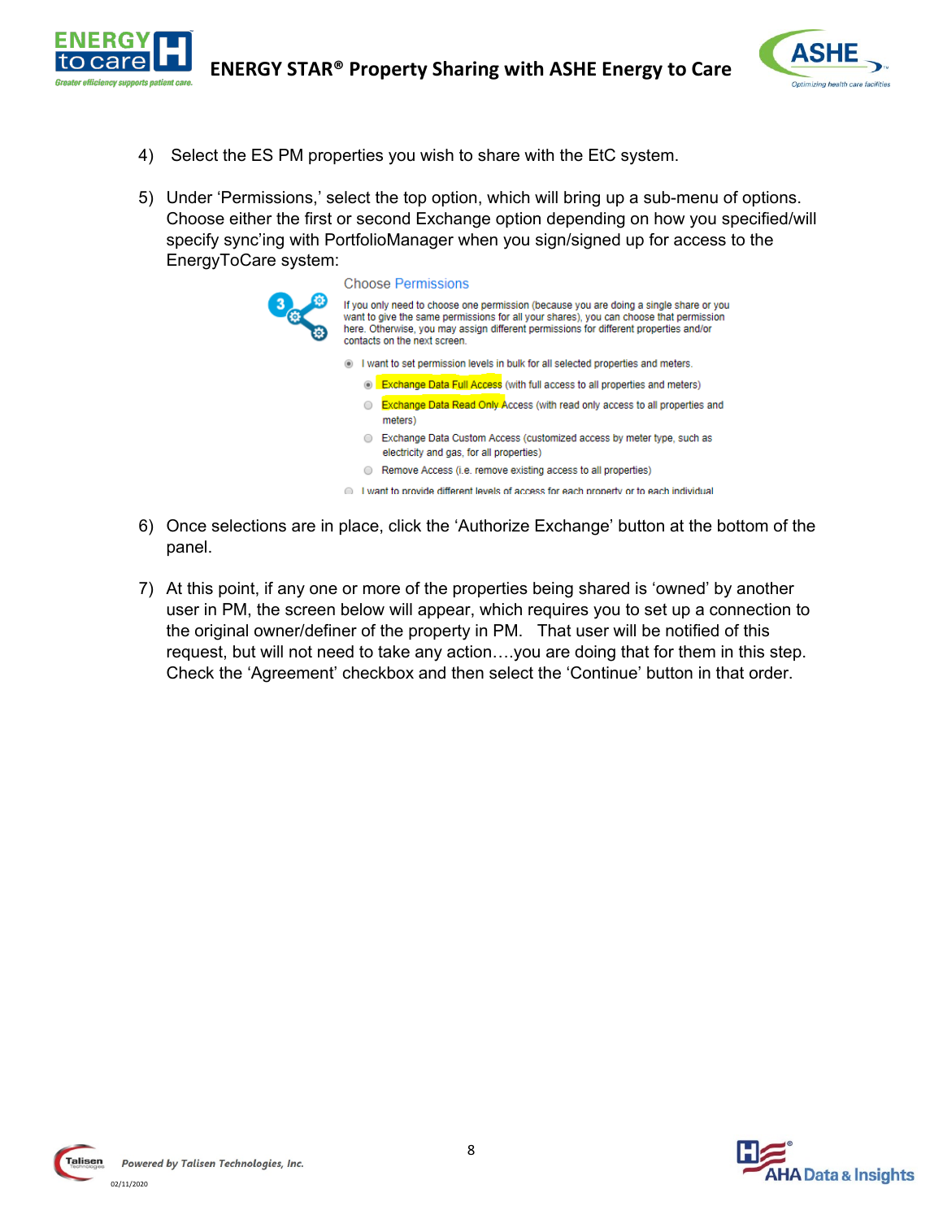4) Select the ES PM properties you wish to share with the EtC system.

5) Under 'Permissions,' select the top option, which will bring up a sub-menu of options. Choose either the first or second Exchange option depending on how you specified/will specify sync'ing with PortfolioManager when you sign/signed up for access to the EnergyToCare system:

Choose Permissions

If you only need to choose one permission (because you are doing a single share or you want to give the same permissions for all your shares), you can choose that permission here. Otherwise, you may assign different permissions for different properties and/or contacts on the next screen.

- I want to set permission levels in bulk for all selected properties and meters.
  - Exchange Data Full Access (with full access to all properties and meters)
  - Exchange Data Read Only Access (with read only access to all properties and meters)
  - Exchange Data Custom Access (customized access by meter type, such as electricity and gas, for all properties)
  - Remove Access (i.e. remove existing access to all properties)
- I want to provide different levels of access for each property or to each individual

6) Once selections are in place, click the 'Authorize Exchange' button at the bottom of the panel.

7) At this point, if any one or more of the properties being shared is 'owned' by another user in PM, the screen below will appear, which requires you to set up a connection to the original owner/definer of the property in PM. That user will be notified of this request, but will not need to take any action….you are doing that for them in this step. Check the 'Agreement' checkbox and then select the 'Continue' button in that order.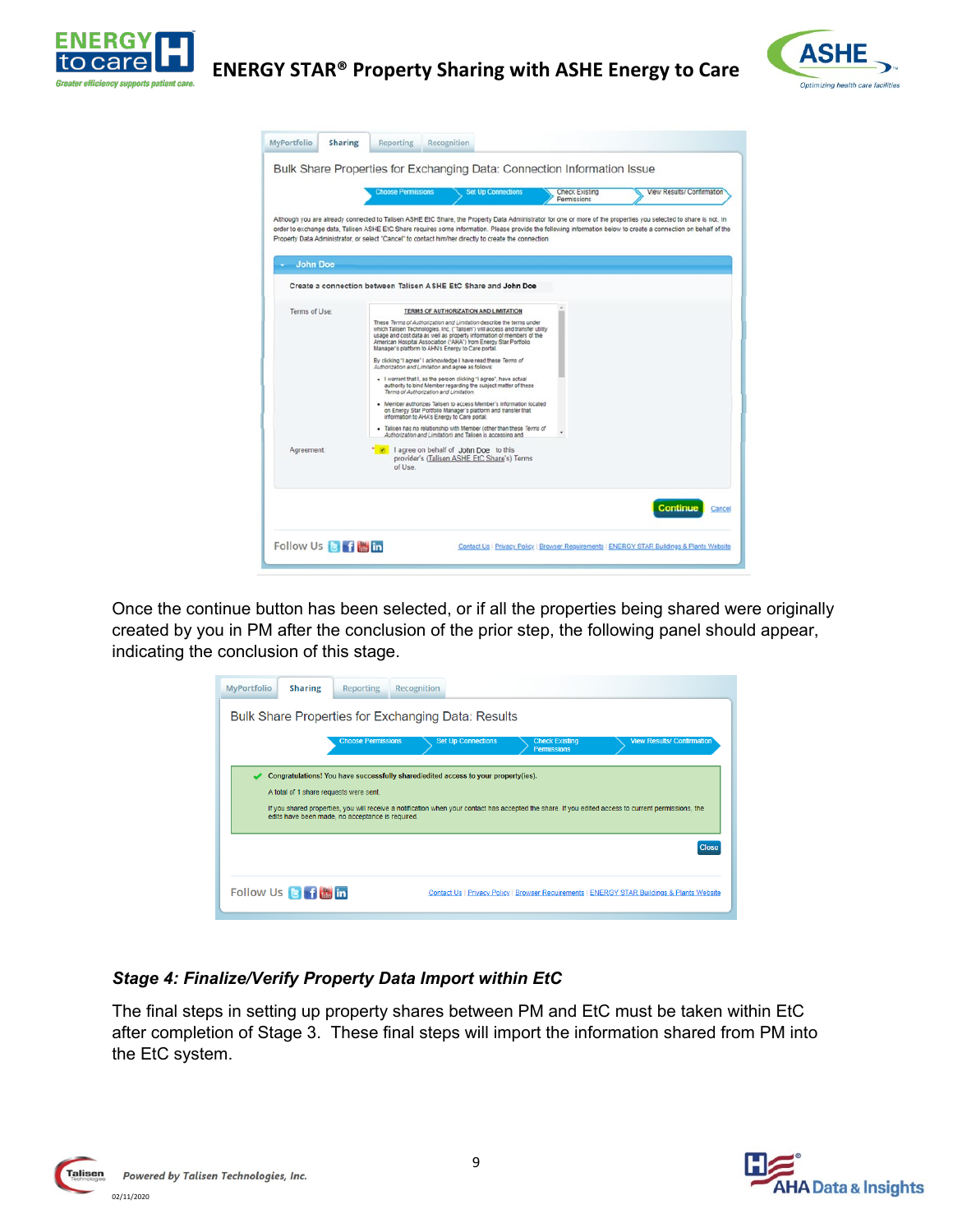Once the continue button has been selected, or if all the properties being shared were originally created by you in PM after the conclusion of the prior step, the following panel should appear, indicating the conclusion of this stage.

### *Stage 4: Finalize/Verify Property Data Import within EtC*

The final steps in setting up property shares between PM and EtC must be taken within EtC after completion of Stage 3. These final steps will import the information shared from PM into the EtC system.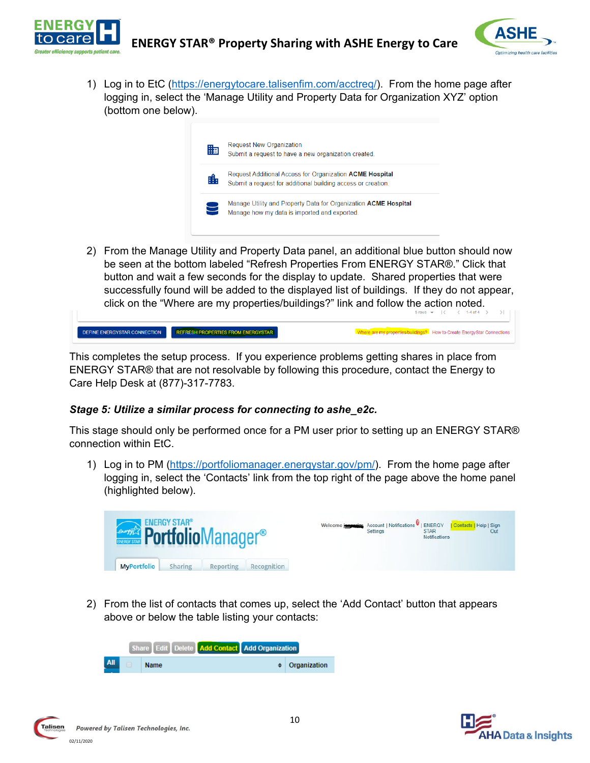1) Log in to EtC (https://energytocare.talisenfim.com/acctreq/). From the home page after logging in, select the 'Manage Utility and Property Data for Organization XYZ' option (bottom one below).

2) From the Manage Utility and Property Data panel, an additional blue button should now be seen at the bottom labeled "Refresh Properties From ENERGY STAR®." Click that button and wait a few seconds for the display to update. Shared properties that were successfully found will be added to the displayed list of buildings. If they do not appear, click on the "Where are my properties/buildings?" link and follow the action noted.

This completes the setup process. If you experience problems getting shares in place from ENERGY STAR® that are not resolvable by following this procedure, contact the Energy to Care Help Desk at (877)-317-7783.

### *Stage 5: Utilize a similar process for connecting to ashe_e2c.*

This stage should only be performed once for a PM user prior to setting up an ENERGY STAR® connection within EtC.

1) Log in to PM (https://portfoliomanager.energystar.gov/pm/). From the home page after logging in, select the 'Contacts' link from the top right of the page above the home panel (highlighted below).

2) From the list of contacts that comes up, select the 'Add Contact' button that appears above or below the table listing your contacts: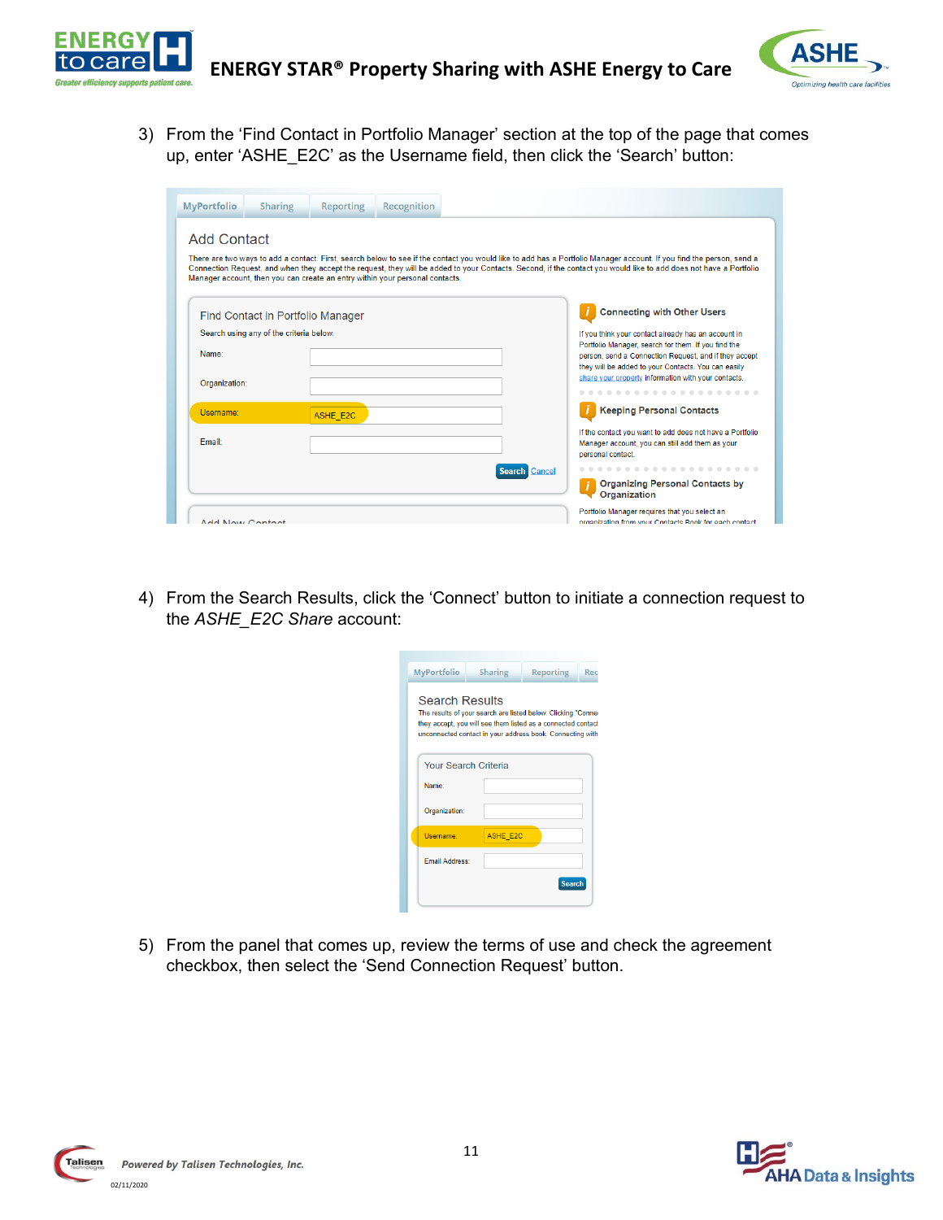3) From the 'Find Contact in Portfolio Manager' section at the top of the page that comes up, enter 'ASHE_E2C' as the Username field, then click the 'Search' button:

4) From the Search Results, click the 'Connect' button to initiate a connection request to the *ASHE_E2C Share* account:

5) From the panel that comes up, review the terms of use and check the agreement checkbox, then select the 'Send Connection Request' button.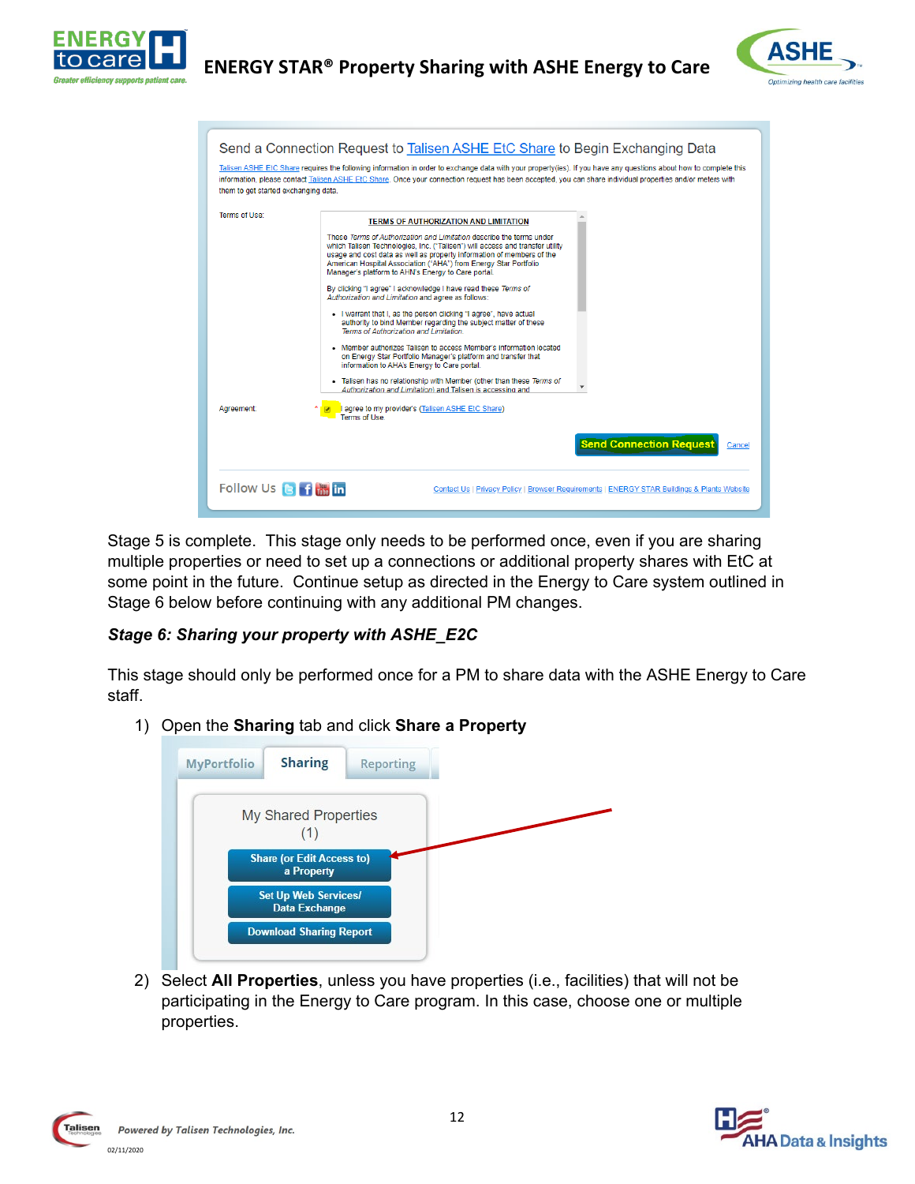Stage 5 is complete. This stage only needs to be performed once, even if you are sharing multiple properties or need to set up a connections or additional property shares with EtC at some point in the future. Continue setup as directed in the Energy to Care system outlined in Stage 6 below before continuing with any additional PM changes.

### *Stage 6: Sharing your property with ASHE_E2C*

This stage should only be performed once for a PM to share data with the ASHE Energy to Care staff.

1) Open the **Sharing** tab and click **Share a Property**
2) Select **All Properties**, unless you have properties (i.e., facilities) that will not be participating in the Energy to Care program. In this case, choose one or multiple properties.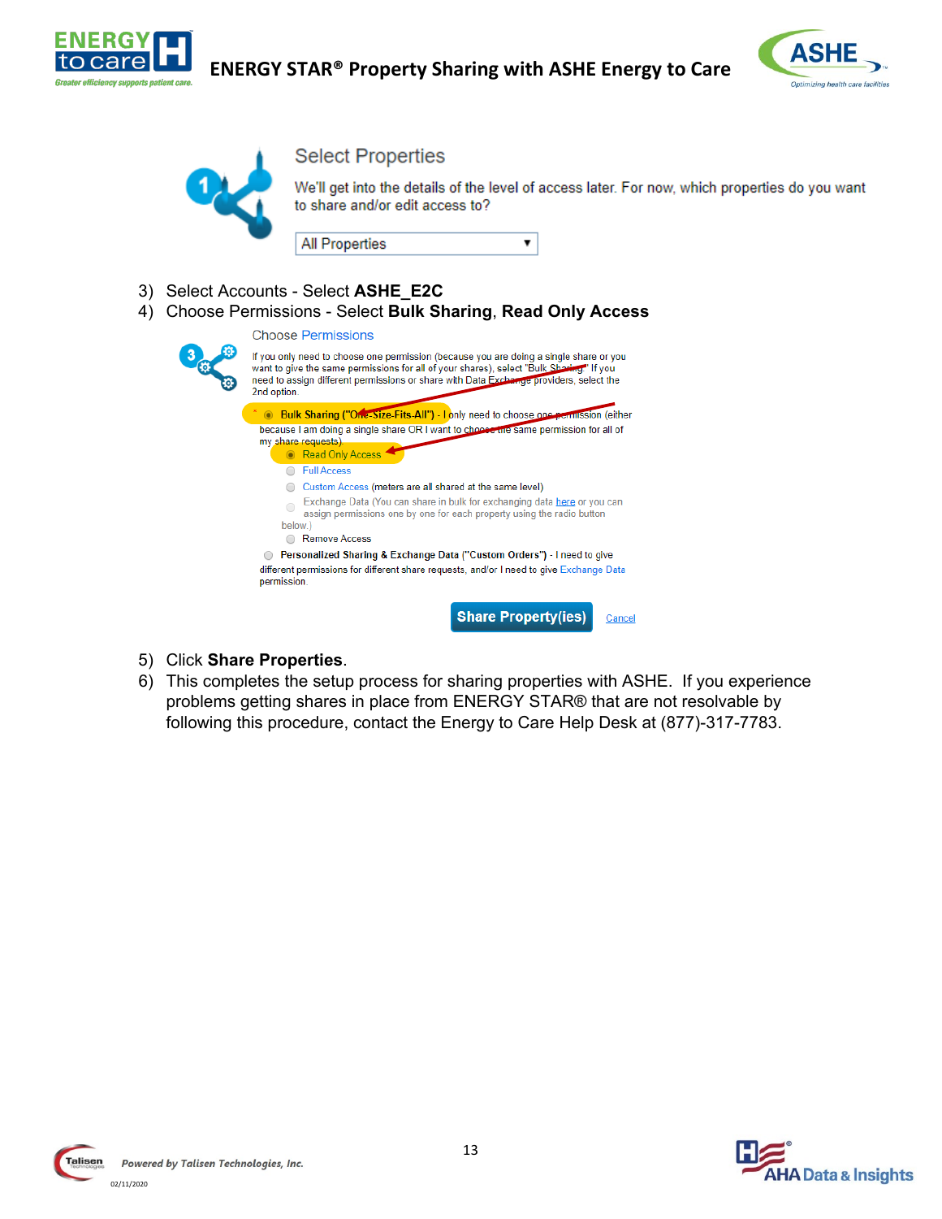Select Properties

We'll get into the details of the level of access later. For now, which properties do you want to share and/or edit access to?

All Properties

3) Select Accounts - Select **ASHE_E2C**
4) Choose Permissions - Select **Bulk Sharing**, **Read Only Access**

Choose Permissions

If you only need to choose one permission (because you are doing a single share or you want to give the same permissions for all of your shares), select "Bulk Sharing." If you need to assign different permissions or share with Data Exchange providers, select the 2nd option.

* Bulk Sharing ("One-Size-Fits-All") - I only need to choose one permission (either because I am doing a single share OR I want to choose the same permission for all of my share requests).
  - Read Only Access
  - Full Access
  - Custom Access (meters are all shared at the same level)
  - Exchange Data (You can share in bulk for exchanging data here or you can assign permissions one by one for each property using the radio button below.)
  - Remove Access
- Personalized Sharing & Exchange Data ("Custom Orders") - I need to give different permissions for different share requests, and/or I need to give Exchange Data permission.

Share Property(ies) Cancel

5) Click **Share Properties**.
6) This completes the setup process for sharing properties with ASHE. If you experience problems getting shares in place from ENERGY STAR® that are not resolvable by following this procedure, contact the Energy to Care Help Desk at (877)-317-7783.